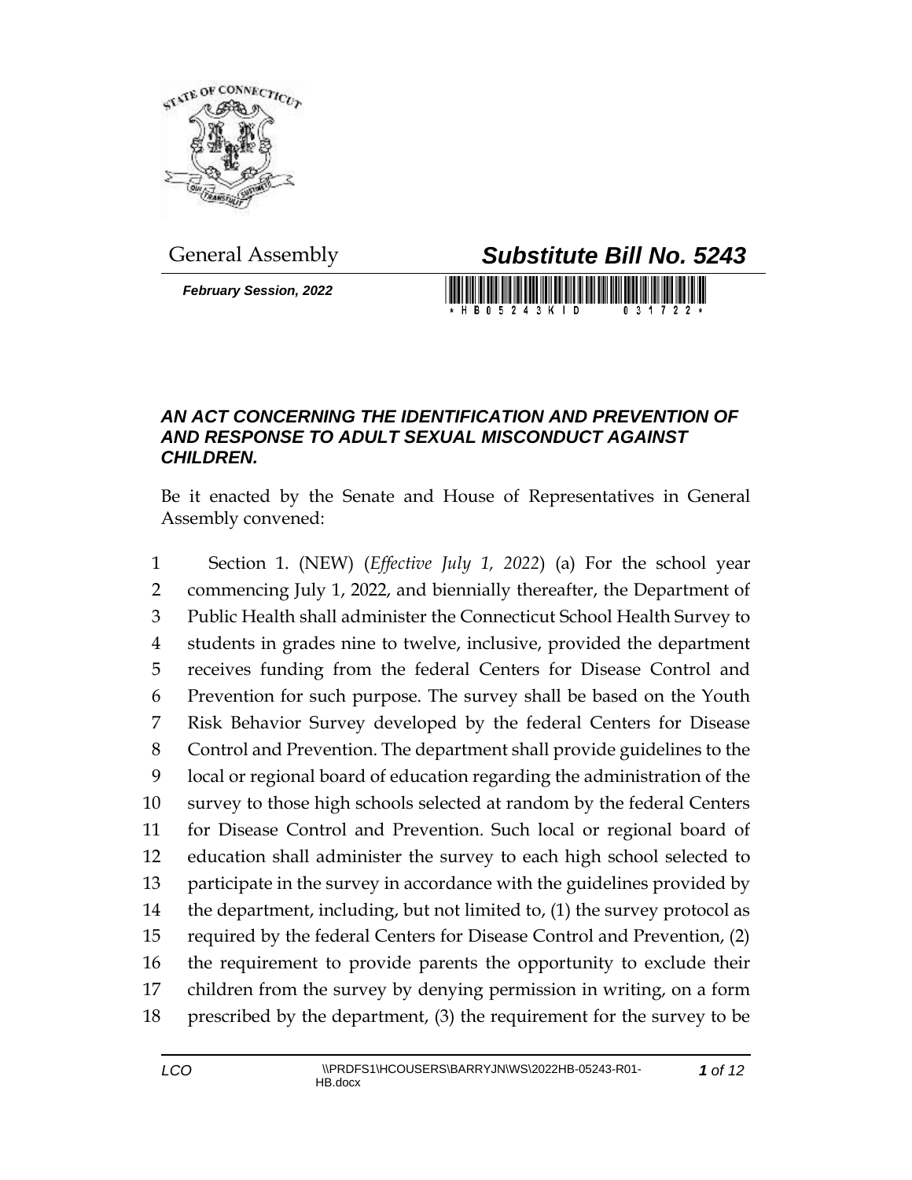General Assembly

# *Substitute Bill No. 5243*

***February Session, 2022***

\*HB05243KID 031722\*

### *AN ACT CONCERNING THE IDENTIFICATION AND PREVENTION OF AND RESPONSE TO ADULT SEXUAL MISCONDUCT AGAINST CHILDREN.*

Be it enacted by the Senate and House of Representatives in General Assembly convened:

1 Section 1. (NEW) (*Effective July 1, 2022*) (a) For the school year
2 commencing July 1, 2022, and biennially thereafter, the Department of
3 Public Health shall administer the Connecticut School Health Survey to
4 students in grades nine to twelve, inclusive, provided the department
5 receives funding from the federal Centers for Disease Control and
6 Prevention for such purpose. The survey shall be based on the Youth
7 Risk Behavior Survey developed by the federal Centers for Disease
8 Control and Prevention. The department shall provide guidelines to the
9 local or regional board of education regarding the administration of the
10 survey to those high schools selected at random by the federal Centers
11 for Disease Control and Prevention. Such local or regional board of
12 education shall administer the survey to each high school selected to
13 participate in the survey in accordance with the guidelines provided by
14 the department, including, but not limited to, (1) the survey protocol as
15 required by the federal Centers for Disease Control and Prevention, (2)
16 the requirement to provide parents the opportunity to exclude their
17 children from the survey by denying permission in writing, on a form
18 prescribed by the department, (3) the requirement for the survey to be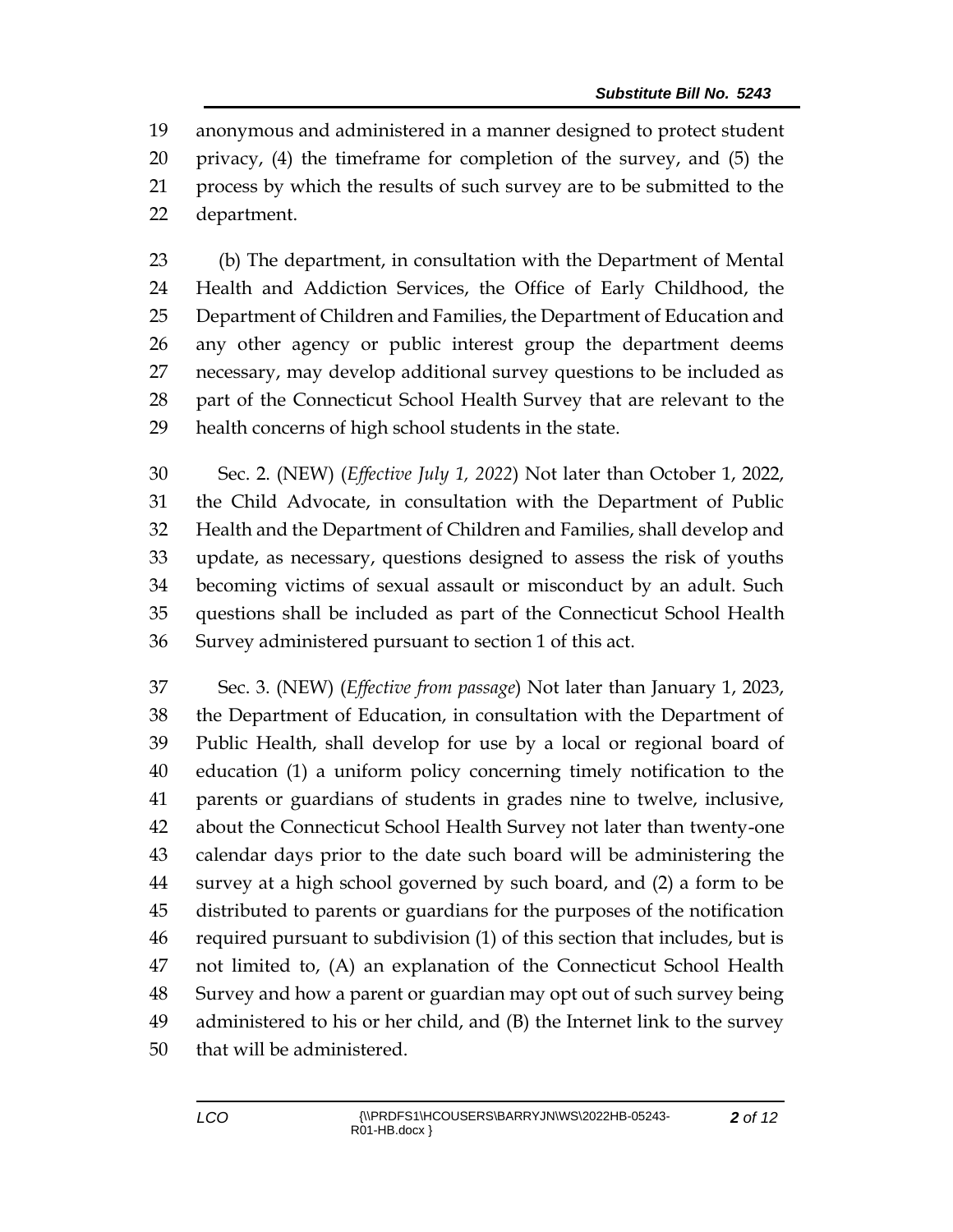anonymous and administered in a manner designed to protect student privacy, (4) the timeframe for completion of the survey, and (5) the process by which the results of such survey are to be submitted to the department.

(b) The department, in consultation with the Department of Mental Health and Addiction Services, the Office of Early Childhood, the Department of Children and Families, the Department of Education and any other agency or public interest group the department deems necessary, may develop additional survey questions to be included as part of the Connecticut School Health Survey that are relevant to the health concerns of high school students in the state.

Sec. 2. (NEW) (*Effective July 1, 2022*) Not later than October 1, 2022, the Child Advocate, in consultation with the Department of Public Health and the Department of Children and Families, shall develop and update, as necessary, questions designed to assess the risk of youths becoming victims of sexual assault or misconduct by an adult. Such questions shall be included as part of the Connecticut School Health Survey administered pursuant to section 1 of this act.

Sec. 3. (NEW) (*Effective from passage*) Not later than January 1, 2023, the Department of Education, in consultation with the Department of Public Health, shall develop for use by a local or regional board of education (1) a uniform policy concerning timely notification to the parents or guardians of students in grades nine to twelve, inclusive, about the Connecticut School Health Survey not later than twenty-one calendar days prior to the date such board will be administering the survey at a high school governed by such board, and (2) a form to be distributed to parents or guardians for the purposes of the notification required pursuant to subdivision (1) of this section that includes, but is not limited to, (A) an explanation of the Connecticut School Health Survey and how a parent or guardian may opt out of such survey being administered to his or her child, and (B) the Internet link to the survey that will be administered.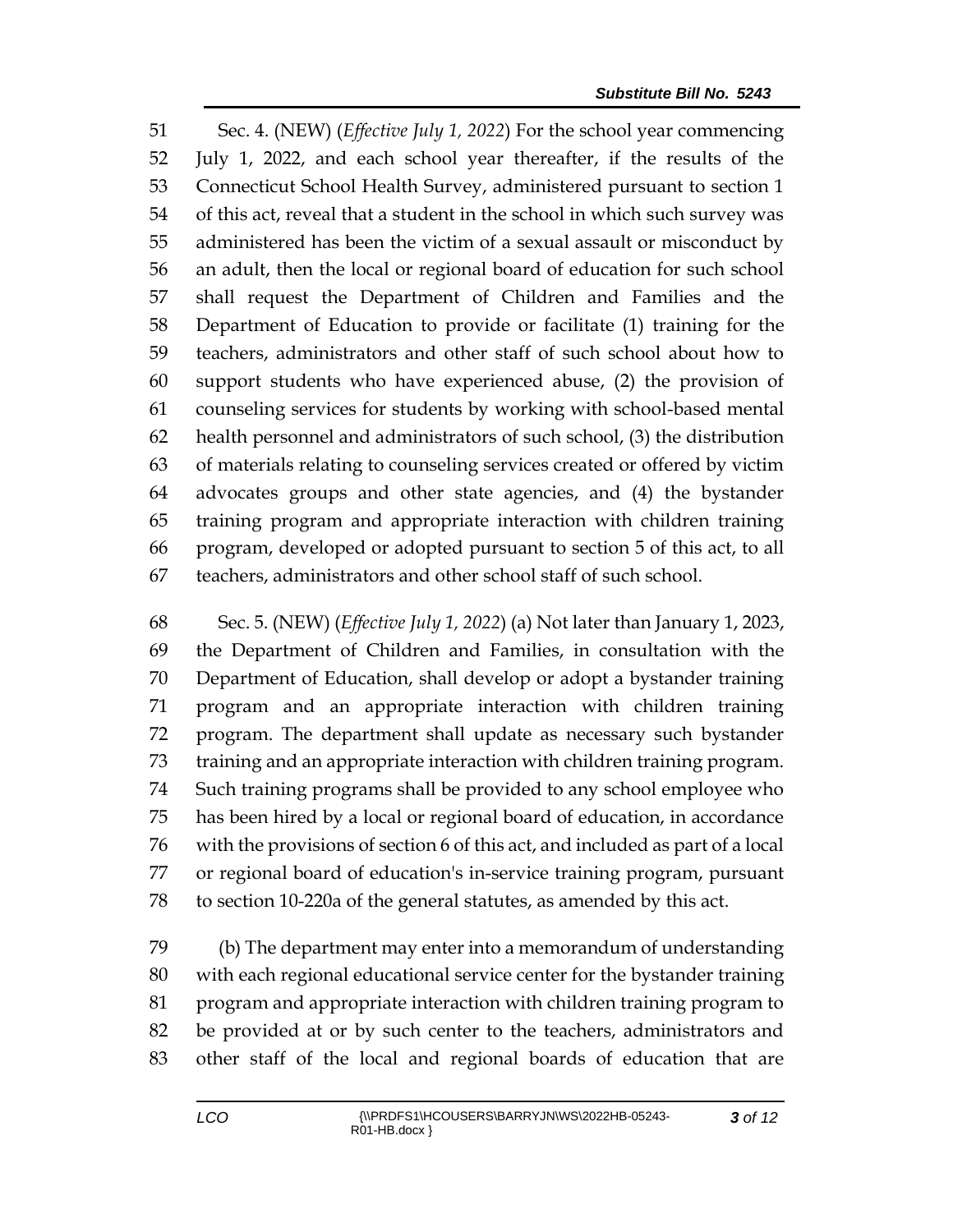Sec. 4. (NEW) (*Effective July 1, 2022*) For the school year commencing July 1, 2022, and each school year thereafter, if the results of the Connecticut School Health Survey, administered pursuant to section 1 of this act, reveal that a student in the school in which such survey was administered has been the victim of a sexual assault or misconduct by an adult, then the local or regional board of education for such school shall request the Department of Children and Families and the Department of Education to provide or facilitate (1) training for the teachers, administrators and other staff of such school about how to support students who have experienced abuse, (2) the provision of counseling services for students by working with school-based mental health personnel and administrators of such school, (3) the distribution of materials relating to counseling services created or offered by victim advocates groups and other state agencies, and (4) the bystander training program and appropriate interaction with children training program, developed or adopted pursuant to section 5 of this act, to all teachers, administrators and other school staff of such school.

Sec. 5. (NEW) (*Effective July 1, 2022*) (a) Not later than January 1, 2023, the Department of Children and Families, in consultation with the Department of Education, shall develop or adopt a bystander training program and an appropriate interaction with children training program. The department shall update as necessary such bystander training and an appropriate interaction with children training program. Such training programs shall be provided to any school employee who has been hired by a local or regional board of education, in accordance with the provisions of section 6 of this act, and included as part of a local or regional board of education's in-service training program, pursuant to section 10-220a of the general statutes, as amended by this act.

(b) The department may enter into a memorandum of understanding with each regional educational service center for the bystander training program and appropriate interaction with children training program to be provided at or by such center to the teachers, administrators and other staff of the local and regional boards of education that are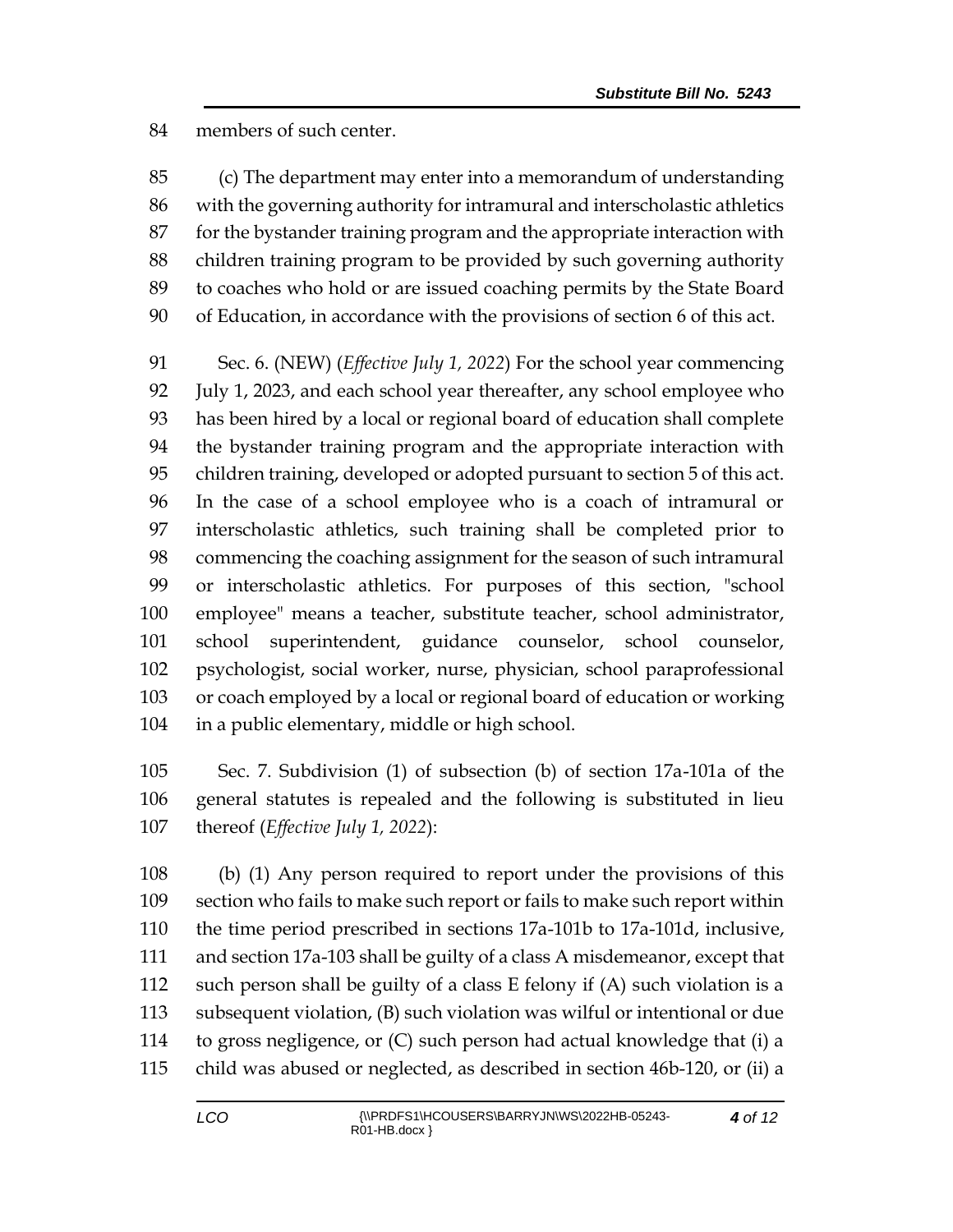members of such center.

(c) The department may enter into a memorandum of understanding with the governing authority for intramural and interscholastic athletics for the bystander training program and the appropriate interaction with children training program to be provided by such governing authority to coaches who hold or are issued coaching permits by the State Board of Education, in accordance with the provisions of section 6 of this act.

Sec. 6. (NEW) (*Effective July 1, 2022*) For the school year commencing July 1, 2023, and each school year thereafter, any school employee who has been hired by a local or regional board of education shall complete the bystander training program and the appropriate interaction with children training, developed or adopted pursuant to section 5 of this act. In the case of a school employee who is a coach of intramural or interscholastic athletics, such training shall be completed prior to commencing the coaching assignment for the season of such intramural or interscholastic athletics. For purposes of this section, "school employee" means a teacher, substitute teacher, school administrator, school superintendent, guidance counselor, school counselor, psychologist, social worker, nurse, physician, school paraprofessional or coach employed by a local or regional board of education or working in a public elementary, middle or high school.

Sec. 7. Subdivision (1) of subsection (b) of section 17a-101a of the general statutes is repealed and the following is substituted in lieu thereof (*Effective July 1, 2022*):

(b) (1) Any person required to report under the provisions of this section who fails to make such report or fails to make such report within the time period prescribed in sections 17a-101b to 17a-101d, inclusive, and section 17a-103 shall be guilty of a class A misdemeanor, except that such person shall be guilty of a class E felony if (A) such violation is a subsequent violation, (B) such violation was wilful or intentional or due to gross negligence, or (C) such person had actual knowledge that (i) a child was abused or neglected, as described in section 46b-120, or (ii) a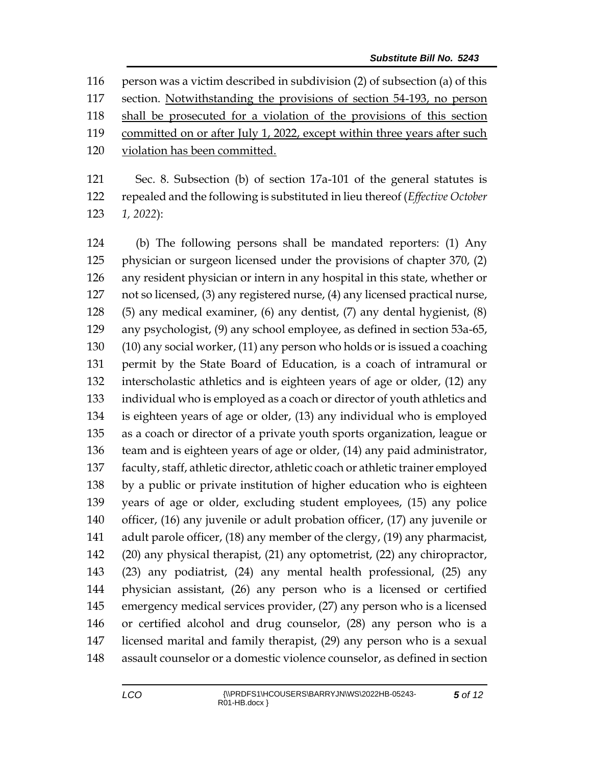person was a victim described in subdivision (2) of subsection (a) of this section. <u>Notwithstanding the provisions of section 54-193, no person shall be prosecuted for a violation of the provisions of this section committed on or after July 1, 2022, except within three years after such violation has been committed.</u>

Sec. 8. Subsection (b) of section 17a-101 of the general statutes is repealed and the following is substituted in lieu thereof (*Effective October 1, 2022*):

(b) The following persons shall be mandated reporters: (1) Any physician or surgeon licensed under the provisions of chapter 370, (2) any resident physician or intern in any hospital in this state, whether or not so licensed, (3) any registered nurse, (4) any licensed practical nurse, (5) any medical examiner, (6) any dentist, (7) any dental hygienist, (8) any psychologist, (9) any school employee, as defined in section 53a-65, (10) any social worker, (11) any person who holds or is issued a coaching permit by the State Board of Education, is a coach of intramural or interscholastic athletics and is eighteen years of age or older, (12) any individual who is employed as a coach or director of youth athletics and is eighteen years of age or older, (13) any individual who is employed as a coach or director of a private youth sports organization, league or team and is eighteen years of age or older, (14) any paid administrator, faculty, staff, athletic director, athletic coach or athletic trainer employed by a public or private institution of higher education who is eighteen years of age or older, excluding student employees, (15) any police officer, (16) any juvenile or adult probation officer, (17) any juvenile or adult parole officer, (18) any member of the clergy, (19) any pharmacist, (20) any physical therapist, (21) any optometrist, (22) any chiropractor, (23) any podiatrist, (24) any mental health professional, (25) any physician assistant, (26) any person who is a licensed or certified emergency medical services provider, (27) any person who is a licensed or certified alcohol and drug counselor, (28) any person who is a licensed marital and family therapist, (29) any person who is a sexual assault counselor or a domestic violence counselor, as defined in section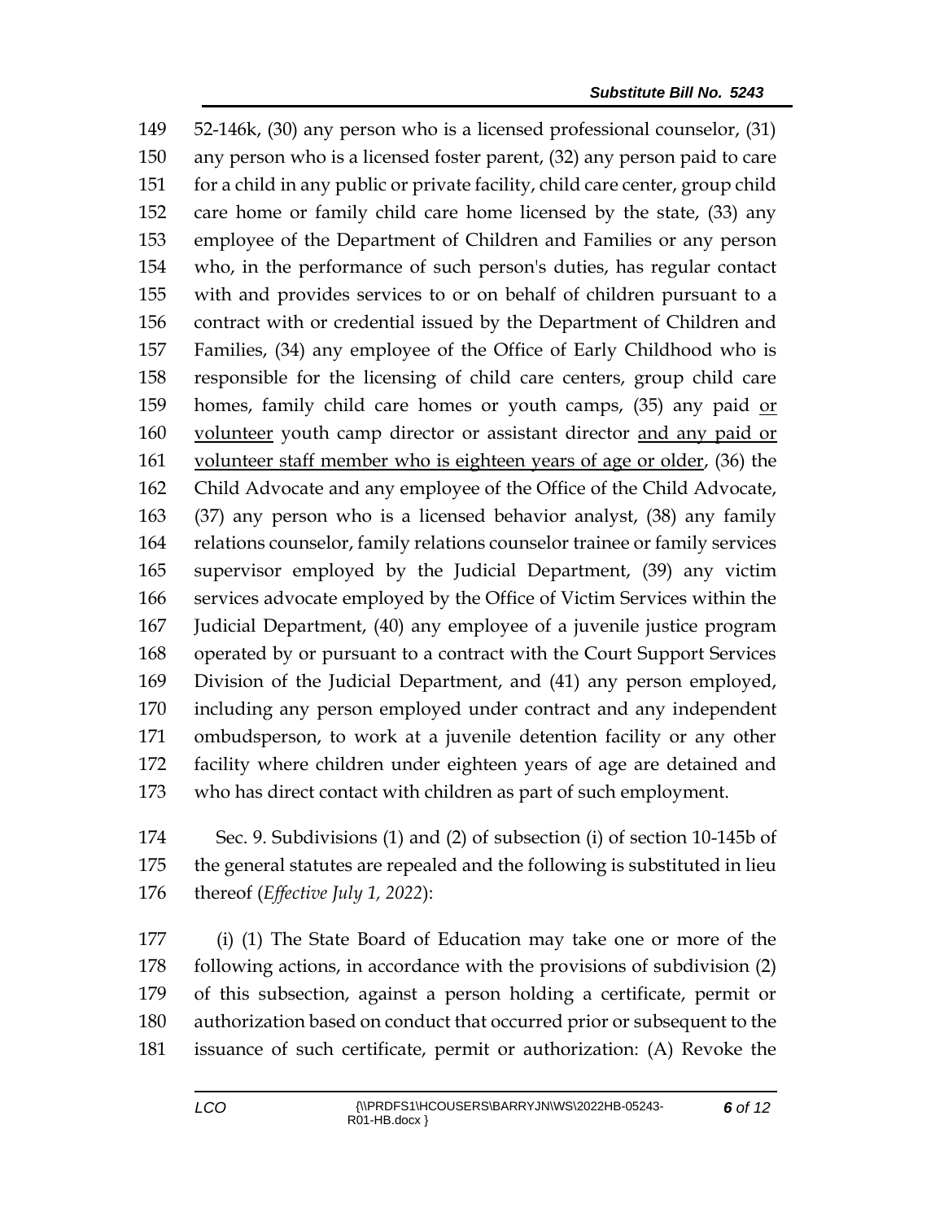52-146k, (30) any person who is a licensed professional counselor, (31) any person who is a licensed foster parent, (32) any person paid to care for a child in any public or private facility, child care center, group child care home or family child care home licensed by the state, (33) any employee of the Department of Children and Families or any person who, in the performance of such person's duties, has regular contact with and provides services to or on behalf of children pursuant to a contract with or credential issued by the Department of Children and Families, (34) any employee of the Office of Early Childhood who is responsible for the licensing of child care centers, group child care homes, family child care homes or youth camps, (35) any paid <u>or volunteer</u> youth camp director or assistant director <u>and any paid or volunteer staff member who is eighteen years of age or older</u>, (36) the Child Advocate and any employee of the Office of the Child Advocate, (37) any person who is a licensed behavior analyst, (38) any family relations counselor, family relations counselor trainee or family services supervisor employed by the Judicial Department, (39) any victim services advocate employed by the Office of Victim Services within the Judicial Department, (40) any employee of a juvenile justice program operated by or pursuant to a contract with the Court Support Services Division of the Judicial Department, and (41) any person employed, including any person employed under contract and any independent ombudsperson, to work at a juvenile detention facility or any other facility where children under eighteen years of age are detained and who has direct contact with children as part of such employment.

Sec. 9. Subdivisions (1) and (2) of subsection (i) of section 10-145b of the general statutes are repealed and the following is substituted in lieu thereof (*Effective July 1, 2022*):

(i) (1) The State Board of Education may take one or more of the following actions, in accordance with the provisions of subdivision (2) of this subsection, against a person holding a certificate, permit or authorization based on conduct that occurred prior or subsequent to the issuance of such certificate, permit or authorization: (A) Revoke the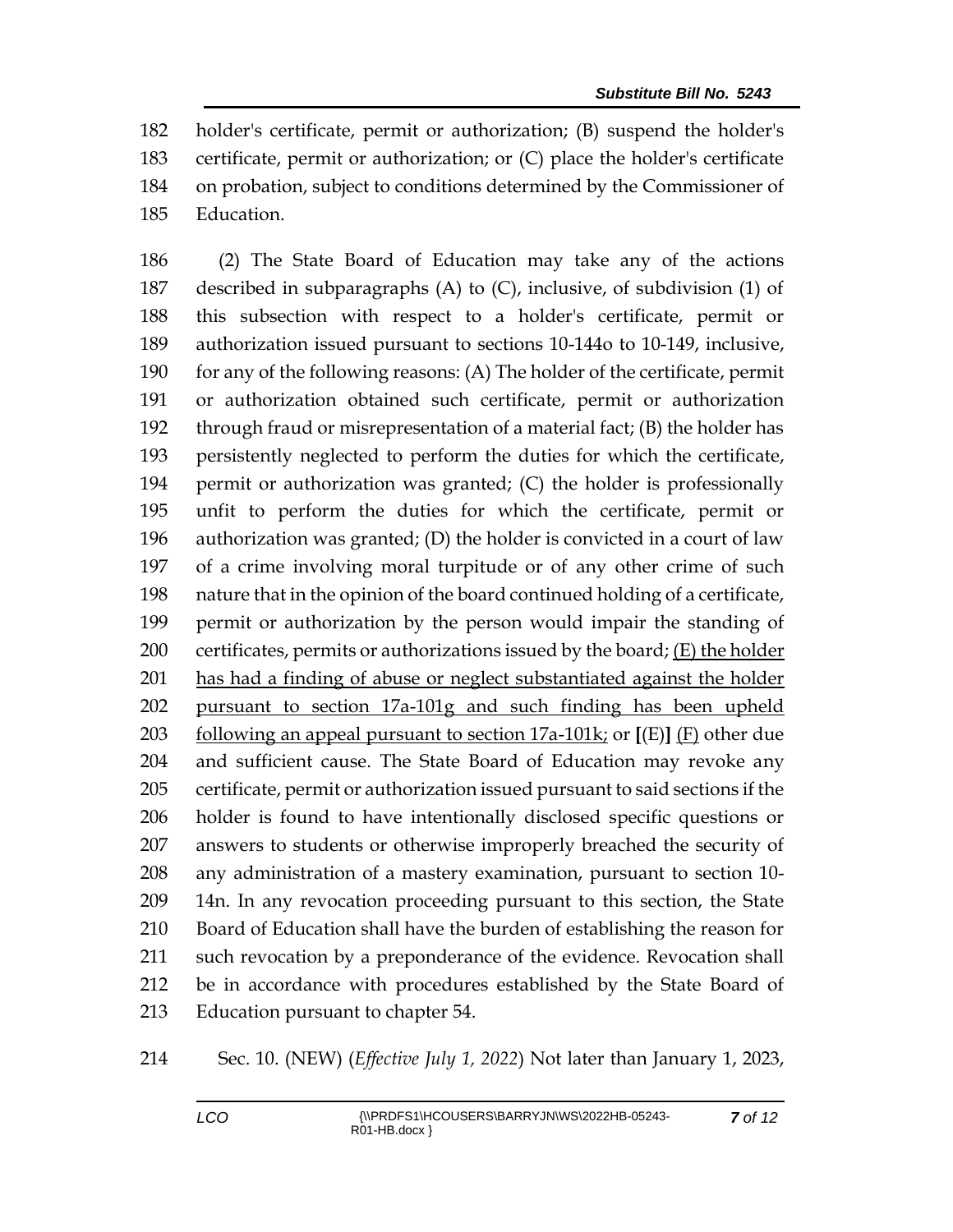holder's certificate, permit or authorization; (B) suspend the holder's certificate, permit or authorization; or (C) place the holder's certificate on probation, subject to conditions determined by the Commissioner of Education.

(2) The State Board of Education may take any of the actions described in subparagraphs (A) to (C), inclusive, of subdivision (1) of this subsection with respect to a holder's certificate, permit or authorization issued pursuant to sections 10-144o to 10-149, inclusive, for any of the following reasons: (A) The holder of the certificate, permit or authorization obtained such certificate, permit or authorization through fraud or misrepresentation of a material fact; (B) the holder has persistently neglected to perform the duties for which the certificate, permit or authorization was granted; (C) the holder is professionally unfit to perform the duties for which the certificate, permit or authorization was granted; (D) the holder is convicted in a court of law of a crime involving moral turpitude or of any other crime of such nature that in the opinion of the board continued holding of a certificate, permit or authorization by the person would impair the standing of certificates, permits or authorizations issued by the board; <u>(E) the holder has had a finding of abuse or neglect substantiated against the holder pursuant to section 17a-101g and such finding has been upheld following an appeal pursuant to section 17a-101k;</u> or **[**(E)**]** <u>(F)</u> other due and sufficient cause. The State Board of Education may revoke any certificate, permit or authorization issued pursuant to said sections if the holder is found to have intentionally disclosed specific questions or answers to students or otherwise improperly breached the security of any administration of a mastery examination, pursuant to section 10-14n. In any revocation proceeding pursuant to this section, the State Board of Education shall have the burden of establishing the reason for such revocation by a preponderance of the evidence. Revocation shall be in accordance with procedures established by the State Board of Education pursuant to chapter 54.

Sec. 10. (NEW) (*Effective July 1, 2022*) Not later than January 1, 2023,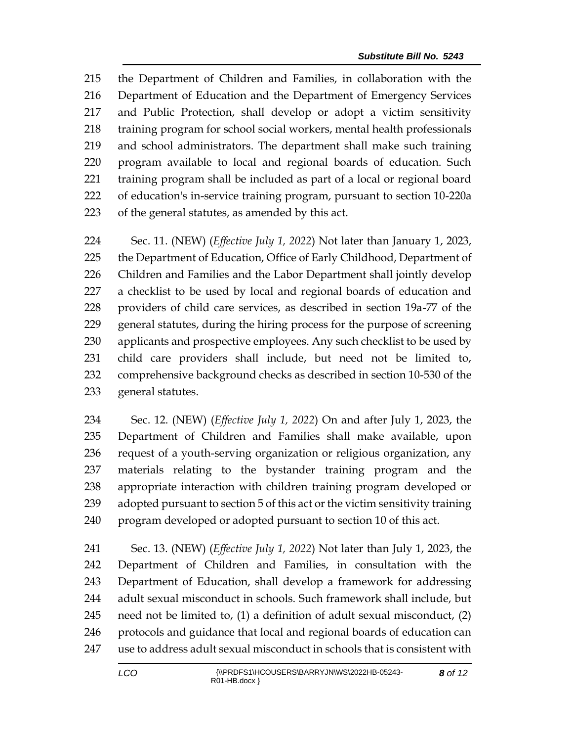the Department of Children and Families, in collaboration with the Department of Education and the Department of Emergency Services and Public Protection, shall develop or adopt a victim sensitivity training program for school social workers, mental health professionals and school administrators. The department shall make such training program available to local and regional boards of education. Such training program shall be included as part of a local or regional board of education's in-service training program, pursuant to section 10-220a of the general statutes, as amended by this act.

Sec. 11. (NEW) (*Effective July 1, 2022*) Not later than January 1, 2023, the Department of Education, Office of Early Childhood, Department of Children and Families and the Labor Department shall jointly develop a checklist to be used by local and regional boards of education and providers of child care services, as described in section 19a-77 of the general statutes, during the hiring process for the purpose of screening applicants and prospective employees. Any such checklist to be used by child care providers shall include, but need not be limited to, comprehensive background checks as described in section 10-530 of the general statutes.

Sec. 12. (NEW) (*Effective July 1, 2022*) On and after July 1, 2023, the Department of Children and Families shall make available, upon request of a youth-serving organization or religious organization, any materials relating to the bystander training program and the appropriate interaction with children training program developed or adopted pursuant to section 5 of this act or the victim sensitivity training program developed or adopted pursuant to section 10 of this act.

Sec. 13. (NEW) (*Effective July 1, 2022*) Not later than July 1, 2023, the Department of Children and Families, in consultation with the Department of Education, shall develop a framework for addressing adult sexual misconduct in schools. Such framework shall include, but need not be limited to, (1) a definition of adult sexual misconduct, (2) protocols and guidance that local and regional boards of education can use to address adult sexual misconduct in schools that is consistent with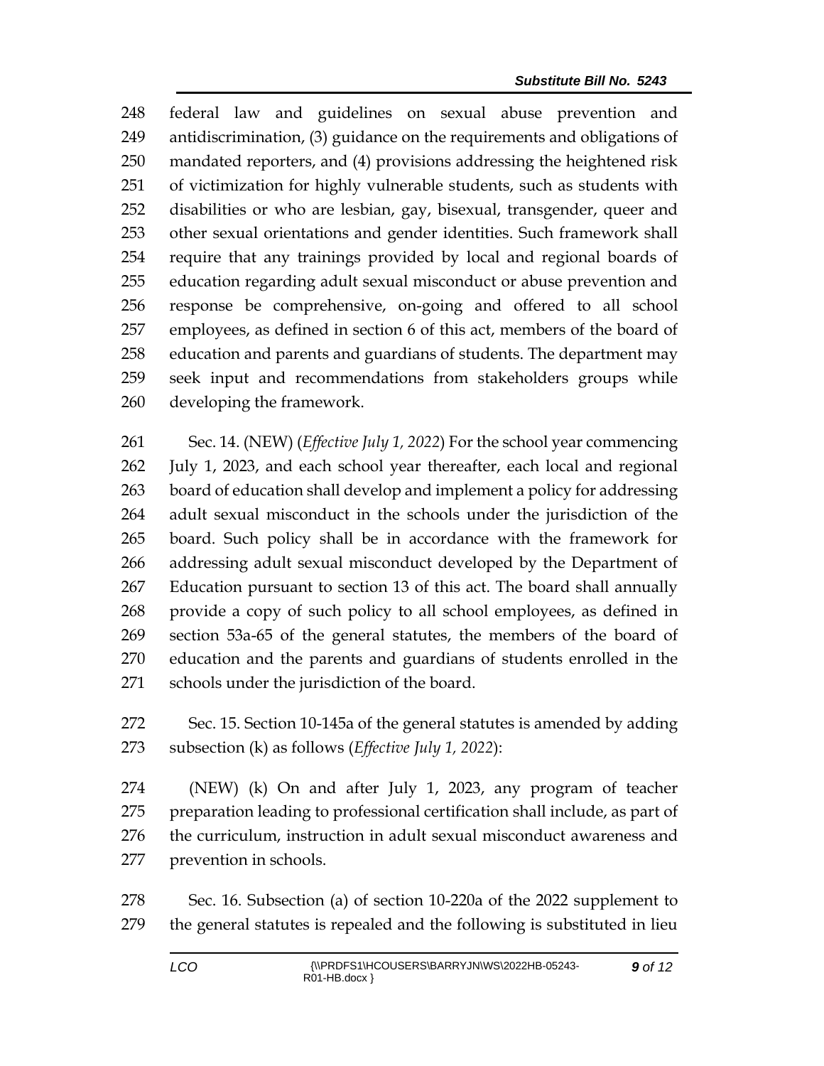federal law and guidelines on sexual abuse prevention and antidiscrimination, (3) guidance on the requirements and obligations of mandated reporters, and (4) provisions addressing the heightened risk of victimization for highly vulnerable students, such as students with disabilities or who are lesbian, gay, bisexual, transgender, queer and other sexual orientations and gender identities. Such framework shall require that any trainings provided by local and regional boards of education regarding adult sexual misconduct or abuse prevention and response be comprehensive, on-going and offered to all school employees, as defined in section 6 of this act, members of the board of education and parents and guardians of students. The department may seek input and recommendations from stakeholders groups while developing the framework.

Sec. 14. (NEW) (*Effective July 1, 2022*) For the school year commencing July 1, 2023, and each school year thereafter, each local and regional board of education shall develop and implement a policy for addressing adult sexual misconduct in the schools under the jurisdiction of the board. Such policy shall be in accordance with the framework for addressing adult sexual misconduct developed by the Department of Education pursuant to section 13 of this act. The board shall annually provide a copy of such policy to all school employees, as defined in section 53a-65 of the general statutes, the members of the board of education and the parents and guardians of students enrolled in the schools under the jurisdiction of the board.

Sec. 15. Section 10-145a of the general statutes is amended by adding subsection (k) as follows (*Effective July 1, 2022*):

(NEW) (k) On and after July 1, 2023, any program of teacher preparation leading to professional certification shall include, as part of the curriculum, instruction in adult sexual misconduct awareness and prevention in schools.

Sec. 16. Subsection (a) of section 10-220a of the 2022 supplement to the general statutes is repealed and the following is substituted in lieu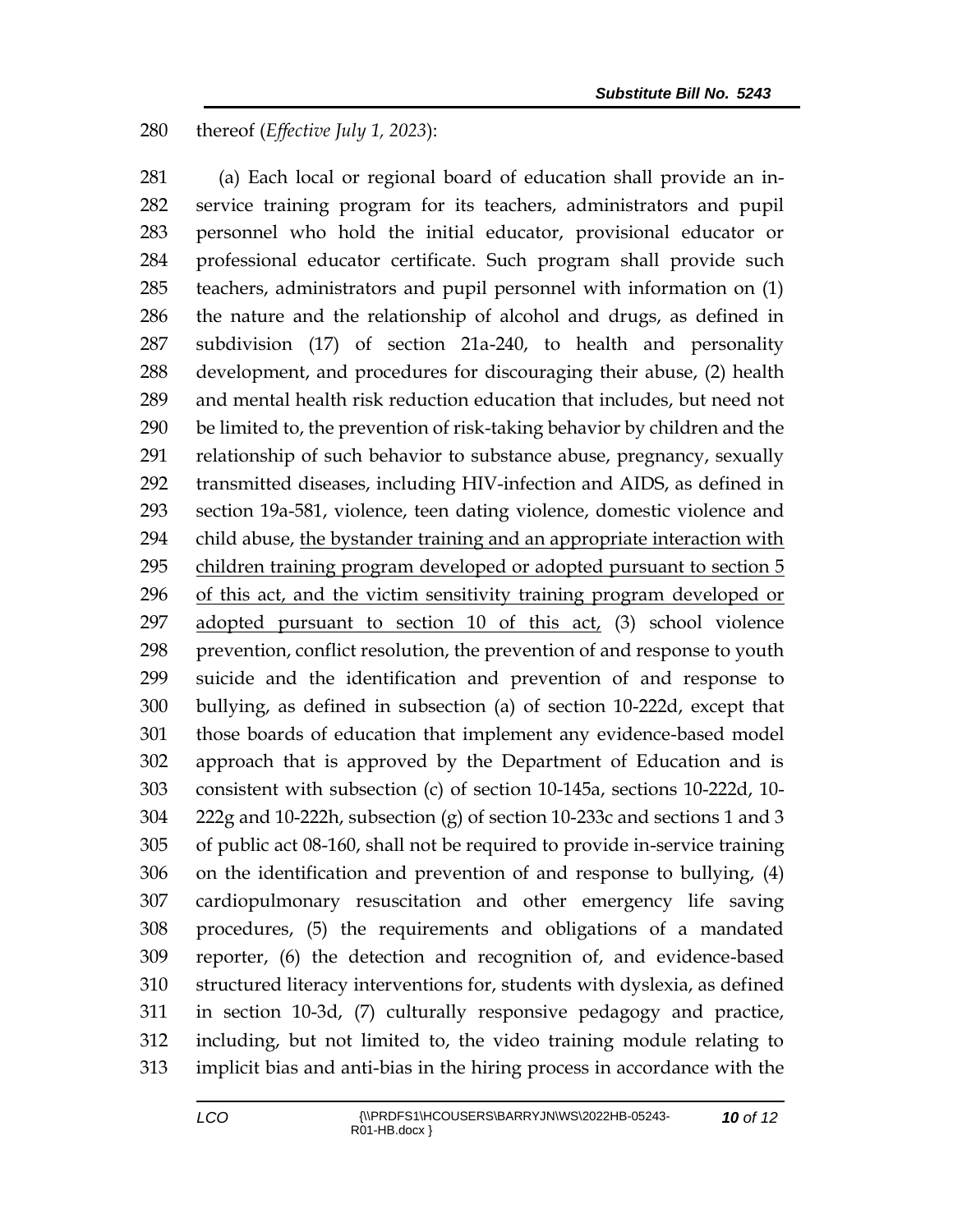thereof (*Effective July 1, 2023*):

(a) Each local or regional board of education shall provide an in-service training program for its teachers, administrators and pupil personnel who hold the initial educator, provisional educator or professional educator certificate. Such program shall provide such teachers, administrators and pupil personnel with information on (1) the nature and the relationship of alcohol and drugs, as defined in subdivision (17) of section 21a-240, to health and personality development, and procedures for discouraging their abuse, (2) health and mental health risk reduction education that includes, but need not be limited to, the prevention of risk-taking behavior by children and the relationship of such behavior to substance abuse, pregnancy, sexually transmitted diseases, including HIV-infection and AIDS, as defined in section 19a-581, violence, teen dating violence, domestic violence and child abuse, <u>the bystander training and an appropriate interaction with children training program developed or adopted pursuant to section 5 of this act, and the victim sensitivity training program developed or adopted pursuant to section 10 of this act,</u> (3) school violence prevention, conflict resolution, the prevention of and response to youth suicide and the identification and prevention of and response to bullying, as defined in subsection (a) of section 10-222d, except that those boards of education that implement any evidence-based model approach that is approved by the Department of Education and is consistent with subsection (c) of section 10-145a, sections 10-222d, 10-222g and 10-222h, subsection (g) of section 10-233c and sections 1 and 3 of public act 08-160, shall not be required to provide in-service training on the identification and prevention of and response to bullying, (4) cardiopulmonary resuscitation and other emergency life saving procedures, (5) the requirements and obligations of a mandated reporter, (6) the detection and recognition of, and evidence-based structured literacy interventions for, students with dyslexia, as defined in section 10-3d, (7) culturally responsive pedagogy and practice, including, but not limited to, the video training module relating to implicit bias and anti-bias in the hiring process in accordance with the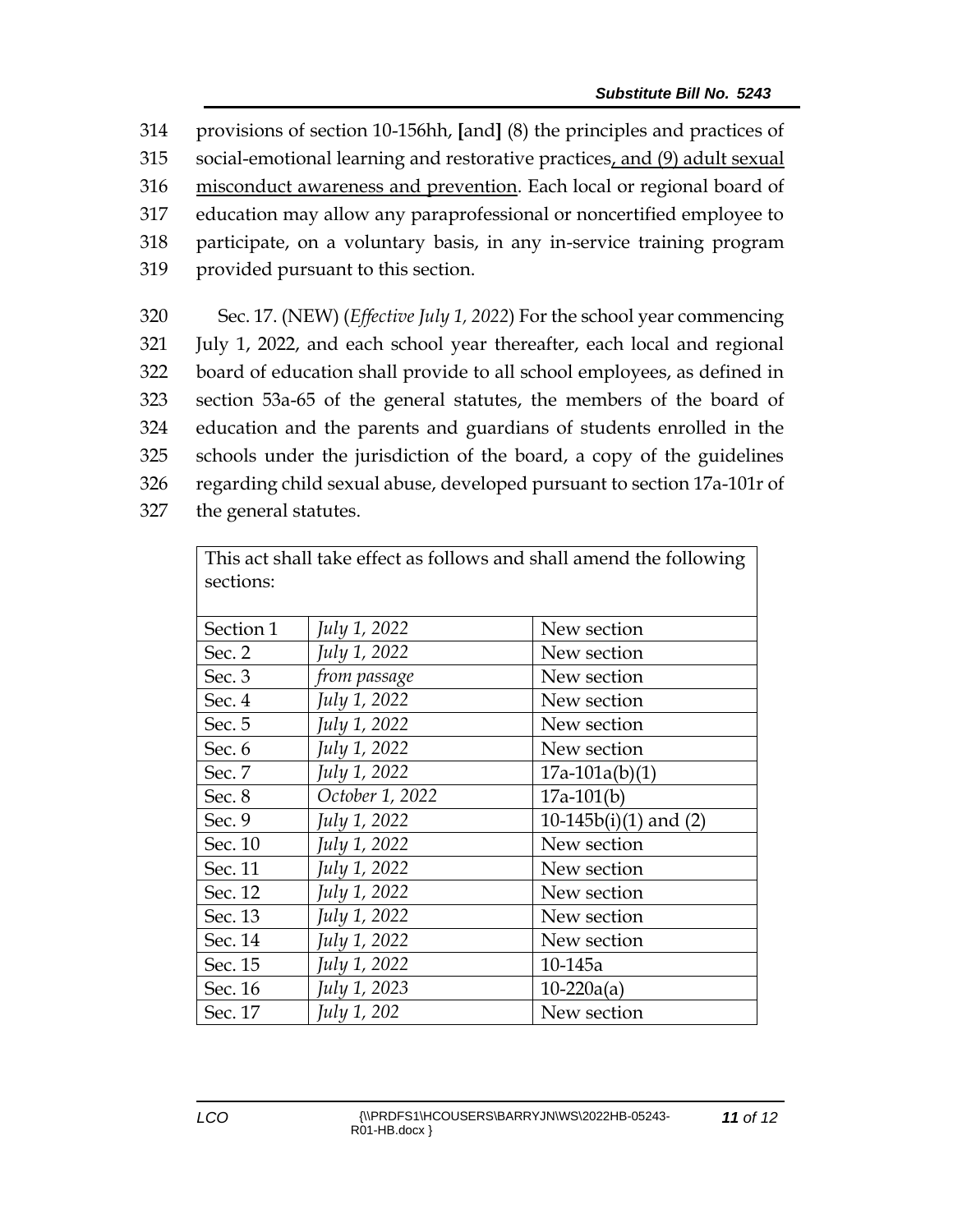314 provisions of section 10-156hh, [and] (8) the principles and practices of
315 social-emotional learning and restorative practices, and (9) adult sexual
316 misconduct awareness and prevention. Each local or regional board of
317 education may allow any paraprofessional or noncertified employee to
318 participate, on a voluntary basis, in any in-service training program
319 provided pursuant to this section.

320 Sec. 17. (NEW) (*Effective July 1, 2022*) For the school year commencing
321 July 1, 2022, and each school year thereafter, each local and regional
322 board of education shall provide to all school employees, as defined in
323 section 53a-65 of the general statutes, the members of the board of
324 education and the parents and guardians of students enrolled in the
325 schools under the jurisdiction of the board, a copy of the guidelines
326 regarding child sexual abuse, developed pursuant to section 17a-101r of
327 the general statutes.

| This act shall take effect as follows and shall amend the following sections: | | |
|---|---|---|
| Section 1 | *July 1, 2022* | New section |
| Sec. 2 | *July 1, 2022* | New section |
| Sec. 3 | *from passage* | New section |
| Sec. 4 | *July 1, 2022* | New section |
| Sec. 5 | *July 1, 2022* | New section |
| Sec. 6 | *July 1, 2022* | New section |
| Sec. 7 | *July 1, 2022* | 17a-101a(b)(1) |
| Sec. 8 | *October 1, 2022* | 17a-101(b) |
| Sec. 9 | *July 1, 2022* | 10-145b(i)(1) and (2) |
| Sec. 10 | *July 1, 2022* | New section |
| Sec. 11 | *July 1, 2022* | New section |
| Sec. 12 | *July 1, 2022* | New section |
| Sec. 13 | *July 1, 2022* | New section |
| Sec. 14 | *July 1, 2022* | New section |
| Sec. 15 | *July 1, 2022* | 10-145a |
| Sec. 16 | *July 1, 2023* | 10-220a(a) |
| Sec. 17 | *July 1, 202* | New section |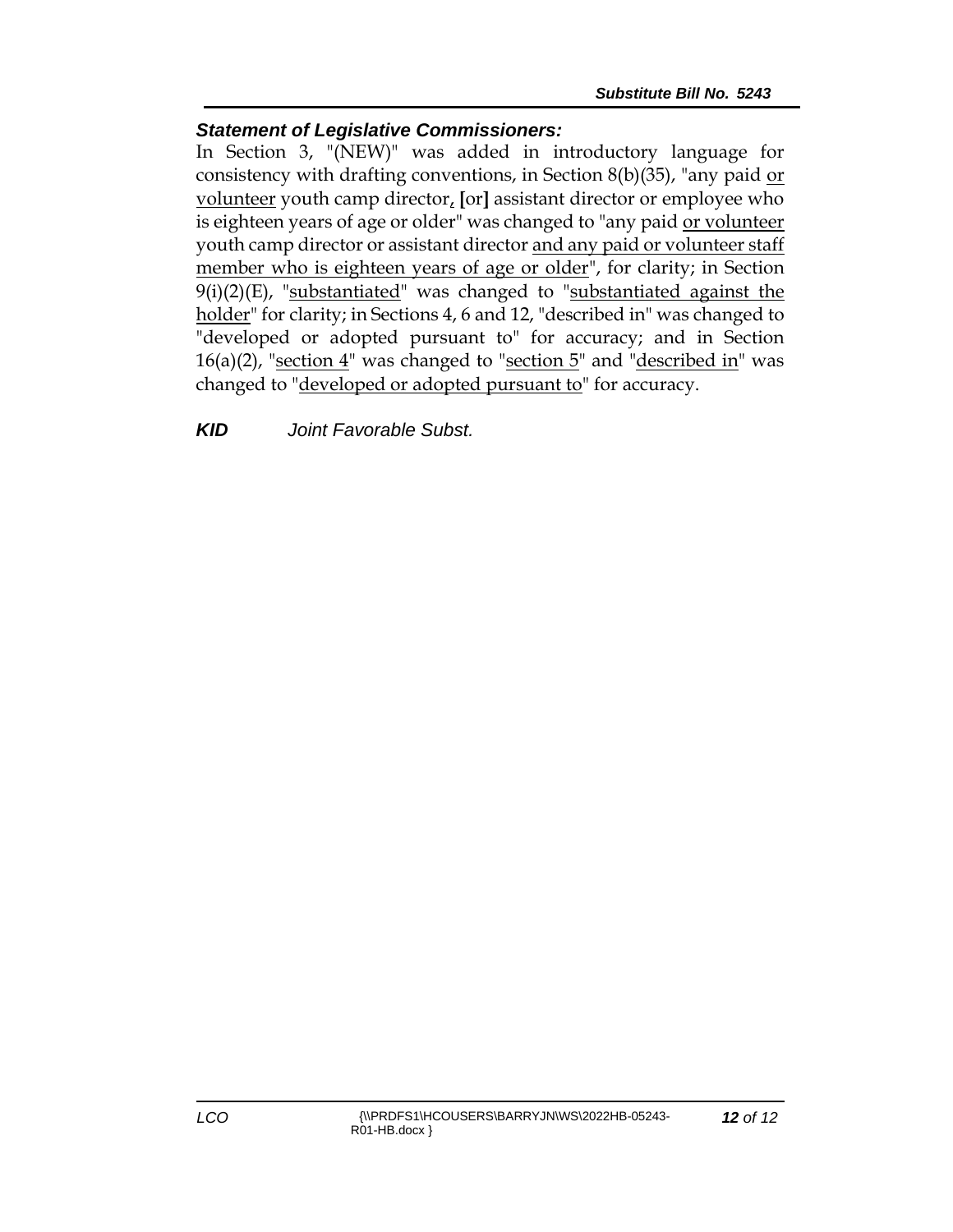### *Statement of Legislative Commissioners:*

In Section 3, "(NEW)" was added in introductory language for consistency with drafting conventions, in Section 8(b)(35), "any paid <u>or volunteer</u> youth camp director<u>,</u> [or] assistant director or employee who is eighteen years of age or older" was changed to "any paid <u>or volunteer</u> youth camp director or assistant director <u>and any paid or volunteer staff member who is eighteen years of age or older</u>", for clarity; in Section 9(i)(2)(E), "<u>substantiated</u>" was changed to "<u>substantiated against the holder</u>" for clarity; in Sections 4, 6 and 12, "described in" was changed to "developed or adopted pursuant to" for accuracy; and in Section 16(a)(2), "<u>section 4</u>" was changed to "<u>section 5</u>" and "<u>described in</u>" was changed to "<u>developed or adopted pursuant to</u>" for accuracy.

***KID*** *Joint Favorable Subst.*